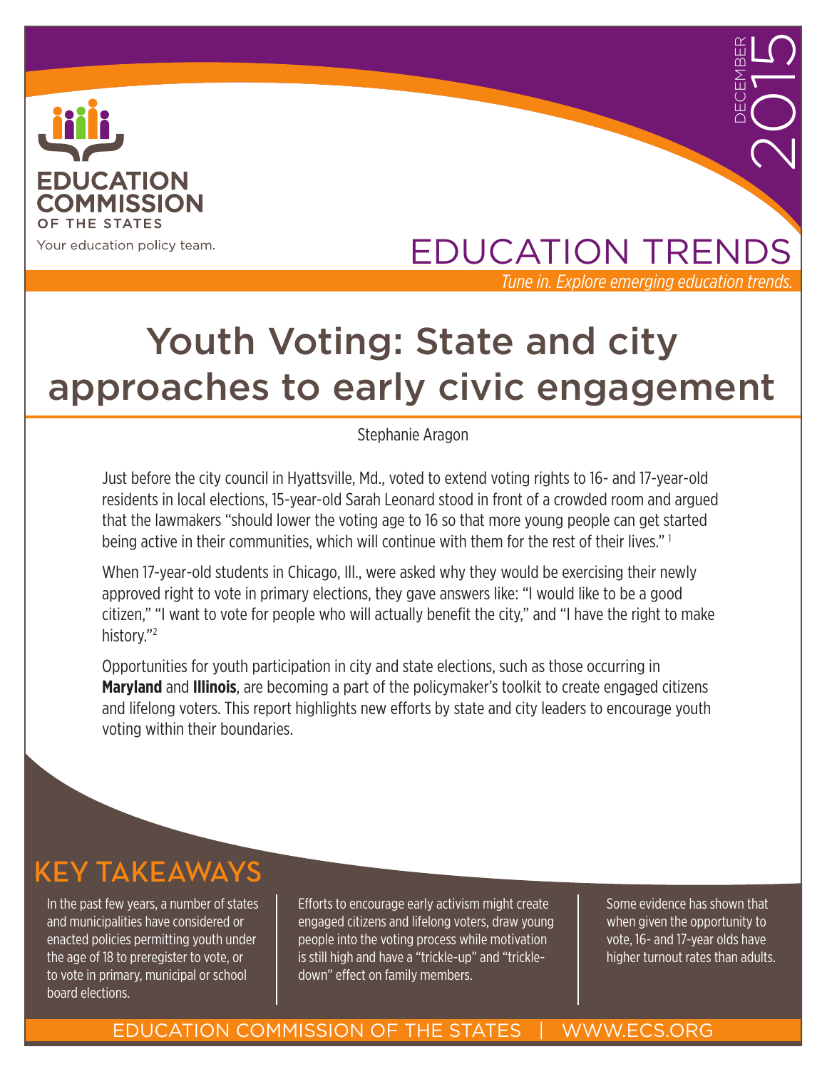EDUCATION COMMISSION OF THE STATES

Your education policy team.

DECEMBER 2015

EDUCATION TRENDS

*Tune in. Explore emerging education trends.*

# Youth Voting: State and city approaches to early civic engagement

Stephanie Aragon

Just before the city council in Hyattsville, Md., voted to extend voting rights to 16- and 17-year-old residents in local elections, 15-year-old Sarah Leonard stood in front of a crowded room and argued that the lawmakers "should lower the voting age to 16 so that more young people can get started being active in their communities, which will continue with them for the rest of their lives." [1]

When 17-year-old students in Chicago, Ill., were asked why they would be exercising their newly approved right to vote in primary elections, they gave answers like: "I would like to be a good citizen," "I want to vote for people who will actually benefit the city," and "I have the right to make history."[2]

Opportunities for youth participation in city and state elections, such as those occurring in **Maryland** and **Illinois**, are becoming a part of the policymaker's toolkit to create engaged citizens and lifelong voters. This report highlights new efforts by state and city leaders to encourage youth voting within their boundaries.

## KEY TAKEAWAYS

In the past few years, a number of states and municipalities have considered or enacted policies permitting youth under the age of 18 to preregister to vote, or to vote in primary, municipal or school board elections.

Efforts to encourage early activism might create engaged citizens and lifelong voters, draw young people into the voting process while motivation is still high and have a "trickle-up" and "trickle-down" effect on family members.

Some evidence has shown that when given the opportunity to vote, 16- and 17-year olds have higher turnout rates than adults.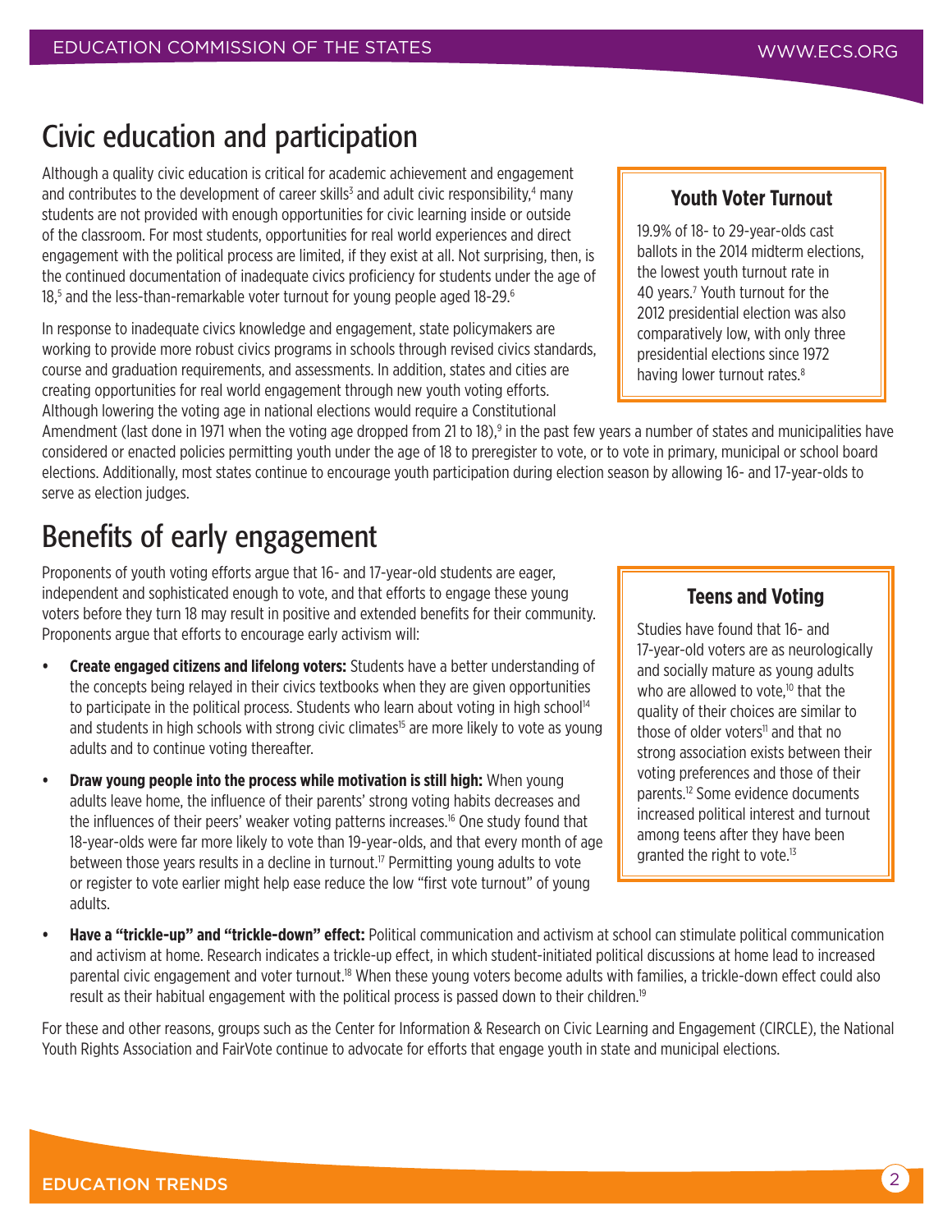## Civic education and participation

Although a quality civic education is critical for academic achievement and engagement and contributes to the development of career skills[3] and adult civic responsibility,[4] many students are not provided with enough opportunities for civic learning inside or outside of the classroom. For most students, opportunities for real world experiences and direct engagement with the political process are limited, if they exist at all. Not surprising, then, is the continued documentation of inadequate civics proficiency for students under the age of 18,[5] and the less-than-remarkable voter turnout for young people aged 18-29.[6]

In response to inadequate civics knowledge and engagement, state policymakers are working to provide more robust civics programs in schools through revised civics standards, course and graduation requirements, and assessments. In addition, states and cities are creating opportunities for real world engagement through new youth voting efforts. Although lowering the voting age in national elections would require a Constitutional Amendment (last done in 1971 when the voting age dropped from 21 to 18),[9] in the past few years a number of states and municipalities have considered or enacted policies permitting youth under the age of 18 to preregister to vote, or to vote in primary, municipal or school board elections. Additionally, most states continue to encourage youth participation during election season by allowing 16- and 17-year-olds to serve as election judges.

> **Youth Voter Turnout**
>
> 19.9% of 18- to 29-year-olds cast ballots in the 2014 midterm elections, the lowest youth turnout rate in 40 years.[7] Youth turnout for the 2012 presidential election was also comparatively low, with only three presidential elections since 1972 having lower turnout rates.[8]

## Benefits of early engagement

Proponents of youth voting efforts argue that 16- and 17-year-old students are eager, independent and sophisticated enough to vote, and that efforts to engage these young voters before they turn 18 may result in positive and extended benefits for their community. Proponents argue that efforts to encourage early activism will:

- **Create engaged citizens and lifelong voters:** Students have a better understanding of the concepts being relayed in their civics textbooks when they are given opportunities to participate in the political process. Students who learn about voting in high school[14] and students in high schools with strong civic climates[15] are more likely to vote as young adults and to continue voting thereafter.
- **Draw young people into the process while motivation is still high:** When young adults leave home, the influence of their parents' strong voting habits decreases and the influences of their peers' weaker voting patterns increases.[16] One study found that 18-year-olds were far more likely to vote than 19-year-olds, and that every month of age between those years results in a decline in turnout.[17] Permitting young adults to vote or register to vote earlier might help ease reduce the low "first vote turnout" of young adults.
- **Have a "trickle-up" and "trickle-down" effect:** Political communication and activism at school can stimulate political communication and activism at home. Research indicates a trickle-up effect, in which student-initiated political discussions at home lead to increased parental civic engagement and voter turnout.[18] When these young voters become adults with families, a trickle-down effect could also result as their habitual engagement with the political process is passed down to their children.[19]

> **Teens and Voting**
>
> Studies have found that 16- and 17-year-old voters are as neurologically and socially mature as young adults who are allowed to vote,[10] that the quality of their choices are similar to those of older voters[11] and that no strong association exists between their voting preferences and those of their parents.[12] Some evidence documents increased political interest and turnout among teens after they have been granted the right to vote.[13]

For these and other reasons, groups such as the Center for Information & Research on Civic Learning and Engagement (CIRCLE), the National Youth Rights Association and FairVote continue to advocate for efforts that engage youth in state and municipal elections.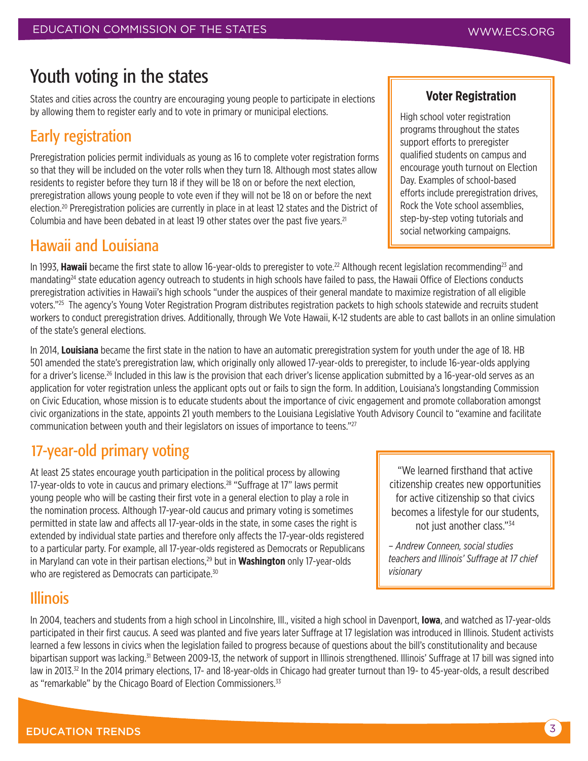# Youth voting in the states

States and cities across the country are encouraging young people to participate in elections by allowing them to register early and to vote in primary or municipal elections.

## Early registration

Preregistration policies permit individuals as young as 16 to complete voter registration forms so that they will be included on the voter rolls when they turn 18. Although most states allow residents to register before they turn 18 if they will be 18 on or before the next election, preregistration allows young people to vote even if they will not be 18 on or before the next election.[20] Preregistration policies are currently in place in at least 12 states and the District of Columbia and have been debated in at least 19 other states over the past five years.[21]

> **Voter Registration**
>
> High school voter registration programs throughout the states support efforts to preregister qualified students on campus and encourage youth turnout on Election Day. Examples of school-based efforts include preregistration drives, Rock the Vote school assemblies, step-by-step voting tutorials and social networking campaigns.

## Hawaii and Louisiana

In 1993, **Hawaii** became the first state to allow 16-year-olds to preregister to vote.[22] Although recent legislation recommending[23] and mandating[24] state education agency outreach to students in high schools have failed to pass, the Hawaii Office of Elections conducts preregistration activities in Hawaii's high schools "under the auspices of their general mandate to maximize registration of all eligible voters."[25] The agency's Young Voter Registration Program distributes registration packets to high schools statewide and recruits student workers to conduct preregistration drives. Additionally, through We Vote Hawaii, K-12 students are able to cast ballots in an online simulation of the state's general elections.

In 2014, **Louisiana** became the first state in the nation to have an automatic preregistration system for youth under the age of 18. HB 501 amended the state's preregistration law, which originally only allowed 17-year-olds to preregister, to include 16-year-olds applying for a driver's license.[26] Included in this law is the provision that each driver's license application submitted by a 16-year-old serves as an application for voter registration unless the applicant opts out or fails to sign the form. In addition, Louisiana's longstanding Commission on Civic Education, whose mission is to educate students about the importance of civic engagement and promote collaboration amongst civic organizations in the state, appoints 21 youth members to the Louisiana Legislative Youth Advisory Council to "examine and facilitate communication between youth and their legislators on issues of importance to teens."[27]

## 17-year-old primary voting

At least 25 states encourage youth participation in the political process by allowing 17-year-olds to vote in caucus and primary elections.[28] "Suffrage at 17" laws permit young people who will be casting their first vote in a general election to play a role in the nomination process. Although 17-year-old caucus and primary voting is sometimes permitted in state law and affects all 17-year-olds in the state, in some cases the right is extended by individual state parties and therefore only affects the 17-year-olds registered to a particular party. For example, all 17-year-olds registered as Democrats or Republicans in Maryland can vote in their partisan elections,[29] but in **Washington** only 17-year-olds who are registered as Democrats can participate.[30]

> "We learned firsthand that active citizenship creates new opportunities for active citizenship so that civics becomes a lifestyle for our students, not just another class."[34]
>
> *– Andrew Conneen, social studies teachers and Illinois' Suffrage at 17 chief visionary*

## Illinois

In 2004, teachers and students from a high school in Lincolnshire, Ill., visited a high school in Davenport, **Iowa**, and watched as 17-year-olds participated in their first caucus. A seed was planted and five years later Suffrage at 17 legislation was introduced in Illinois. Student activists learned a few lessons in civics when the legislation failed to progress because of questions about the bill's constitutionality and because bipartisan support was lacking.[31] Between 2009-13, the network of support in Illinois strengthened. Illinois' Suffrage at 17 bill was signed into law in 2013.[32] In the 2014 primary elections, 17- and 18-year-olds in Chicago had greater turnout than 19- to 45-year-olds, a result described as "remarkable" by the Chicago Board of Election Commissioners.[33]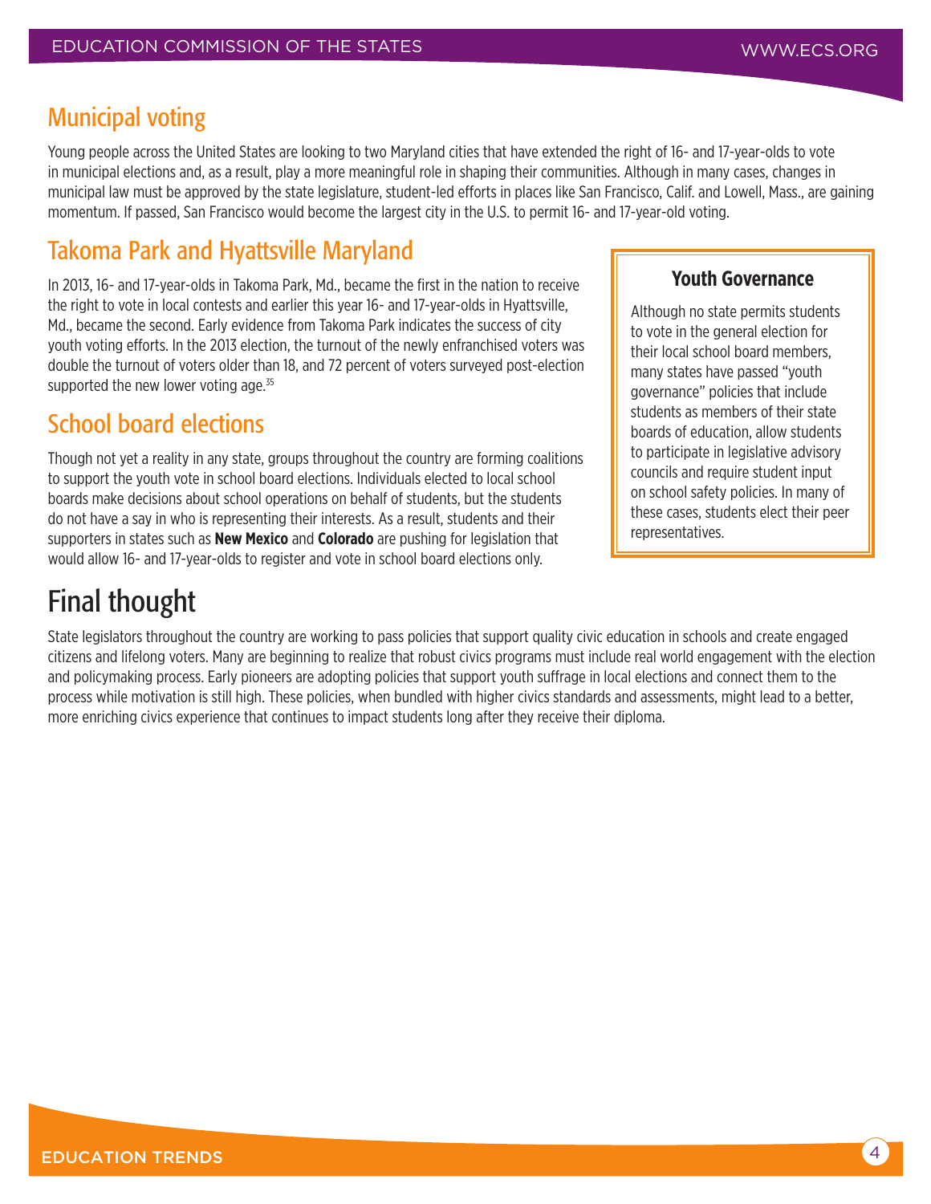## Municipal voting

Young people across the United States are looking to two Maryland cities that have extended the right of 16- and 17-year-olds to vote in municipal elections and, as a result, play a more meaningful role in shaping their communities. Although in many cases, changes in municipal law must be approved by the state legislature, student-led efforts in places like San Francisco, Calif. and Lowell, Mass., are gaining momentum. If passed, San Francisco would become the largest city in the U.S. to permit 16- and 17-year-old voting.

## Takoma Park and Hyattsville Maryland

In 2013, 16- and 17-year-olds in Takoma Park, Md., became the first in the nation to receive the right to vote in local contests and earlier this year 16- and 17-year-olds in Hyattsville, Md., became the second. Early evidence from Takoma Park indicates the success of city youth voting efforts. In the 2013 election, the turnout of the newly enfranchised voters was double the turnout of voters older than 18, and 72 percent of voters surveyed post-election supported the new lower voting age.[35]

## School board elections

Though not yet a reality in any state, groups throughout the country are forming coalitions to support the youth vote in school board elections. Individuals elected to local school boards make decisions about school operations on behalf of students, but the students do not have a say in who is representing their interests. As a result, students and their supporters in states such as **New Mexico** and **Colorado** are pushing for legislation that would allow 16- and 17-year-olds to register and vote in school board elections only.

> **Youth Governance**
>
> Although no state permits students to vote in the general election for their local school board members, many states have passed "youth governance" policies that include students as members of their state boards of education, allow students to participate in legislative advisory councils and require student input on school safety policies. In many of these cases, students elect their peer representatives.

# Final thought

State legislators throughout the country are working to pass policies that support quality civic education in schools and create engaged citizens and lifelong voters. Many are beginning to realize that robust civics programs must include real world engagement with the election and policymaking process. Early pioneers are adopting policies that support youth suffrage in local elections and connect them to the process while motivation is still high. These policies, when bundled with higher civics standards and assessments, might lead to a better, more enriching civics experience that continues to impact students long after they receive their diploma.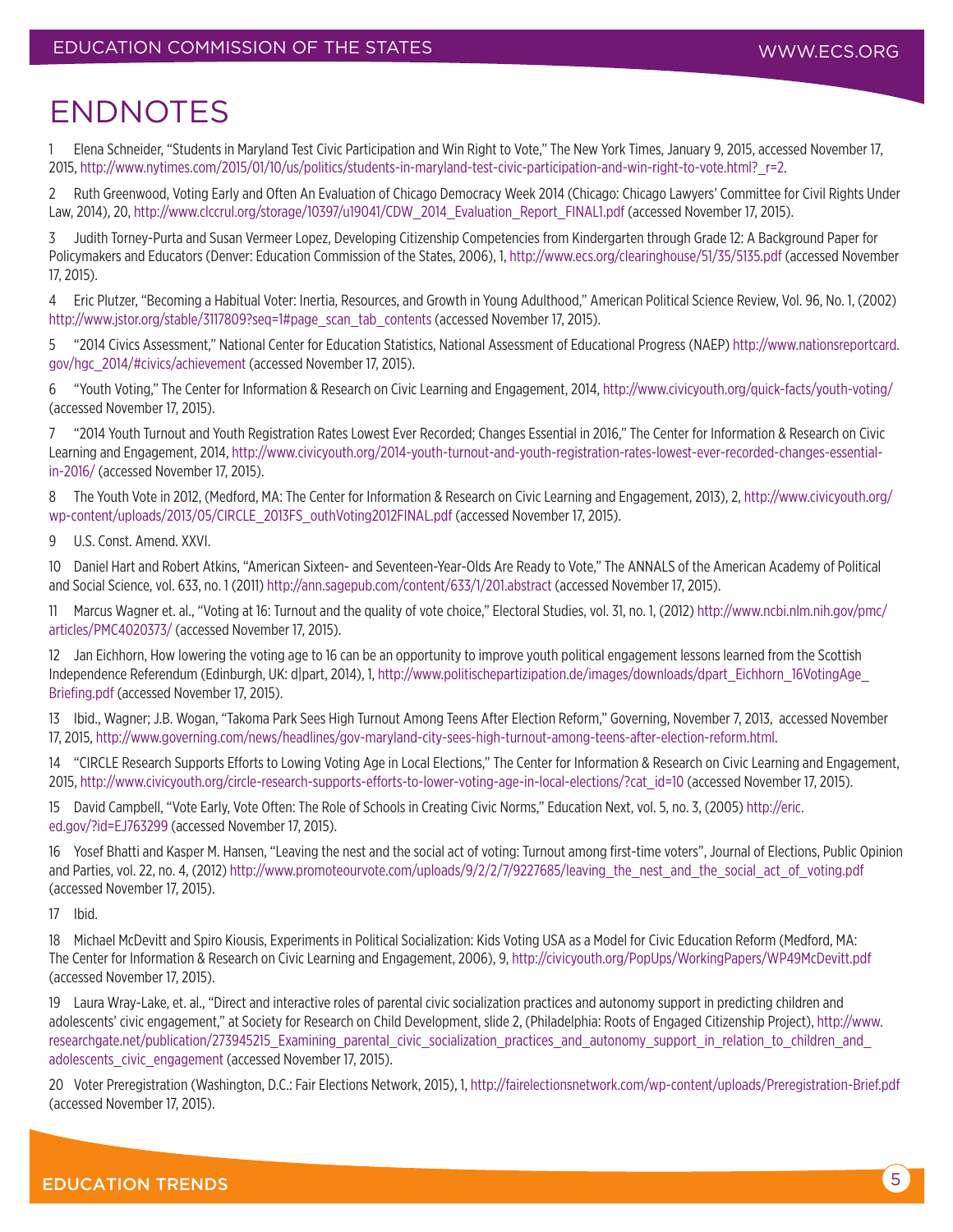# ENDNOTES

1 Elena Schneider, “Students in Maryland Test Civic Participation and Win Right to Vote,” The New York Times, January 9, 2015, accessed November 17, 2015, http://www.nytimes.com/2015/01/10/us/politics/students-in-maryland-test-civic-participation-and-win-right-to-vote.html?_r=2.

2 Ruth Greenwood, Voting Early and Often An Evaluation of Chicago Democracy Week 2014 (Chicago: Chicago Lawyers' Committee for Civil Rights Under Law, 2014), 20, http://www.clccrul.org/storage/10397/u19041/CDW_2014_Evaluation_Report_FINAL1.pdf (accessed November 17, 2015).

3 Judith Torney-Purta and Susan Vermeer Lopez, Developing Citizenship Competencies from Kindergarten through Grade 12: A Background Paper for Policymakers and Educators (Denver: Education Commission of the States, 2006), 1, http://www.ecs.org/clearinghouse/51/35/5135.pdf (accessed November 17, 2015).

4 Eric Plutzer, “Becoming a Habitual Voter: Inertia, Resources, and Growth in Young Adulthood,” American Political Science Review, Vol. 96, No. 1, (2002) http://www.jstor.org/stable/3117809?seq=1#page_scan_tab_contents (accessed November 17, 2015).

5 “2014 Civics Assessment,” National Center for Education Statistics, National Assessment of Educational Progress (NAEP) http://www.nationsreportcard.gov/hgc_2014/#civics/achievement (accessed November 17, 2015).

6 “Youth Voting,” The Center for Information & Research on Civic Learning and Engagement, 2014, http://www.civicyouth.org/quick-facts/youth-voting/ (accessed November 17, 2015).

7 “2014 Youth Turnout and Youth Registration Rates Lowest Ever Recorded; Changes Essential in 2016,” The Center for Information & Research on Civic Learning and Engagement, 2014, http://www.civicyouth.org/2014-youth-turnout-and-youth-registration-rates-lowest-ever-recorded-changes-essential-in-2016/ (accessed November 17, 2015).

8 The Youth Vote in 2012, (Medford, MA: The Center for Information & Research on Civic Learning and Engagement, 2013), 2, http://www.civicyouth.org/wp-content/uploads/2013/05/CIRCLE_2013FS_outhVoting2012FINAL.pdf (accessed November 17, 2015).

9 U.S. Const. Amend. XXVI.

10 Daniel Hart and Robert Atkins, “American Sixteen- and Seventeen-Year-Olds Are Ready to Vote,” The ANNALS of the American Academy of Political and Social Science, vol. 633, no. 1 (2011) http://ann.sagepub.com/content/633/1/201.abstract (accessed November 17, 2015).

11 Marcus Wagner et. al., “Voting at 16: Turnout and the quality of vote choice,” Electoral Studies, vol. 31, no. 1, (2012) http://www.ncbi.nlm.nih.gov/pmc/articles/PMC4020373/ (accessed November 17, 2015).

12 Jan Eichhorn, How lowering the voting age to 16 can be an opportunity to improve youth political engagement lessons learned from the Scottish Independence Referendum (Edinburgh, UK: d|part, 2014), 1, http://www.politischepartizipation.de/images/downloads/dpart_Eichhorn_16VotingAge_Briefing.pdf (accessed November 17, 2015).

13 Ibid., Wagner; J.B. Wogan, “Takoma Park Sees High Turnout Among Teens After Election Reform,” Governing, November 7, 2013, accessed November 17, 2015, http://www.governing.com/news/headlines/gov-maryland-city-sees-high-turnout-among-teens-after-election-reform.html.

14 “CIRCLE Research Supports Efforts to Lowing Voting Age in Local Elections,” The Center for Information & Research on Civic Learning and Engagement, 2015, http://www.civicyouth.org/circle-research-supports-efforts-to-lower-voting-age-in-local-elections/?cat_id=10 (accessed November 17, 2015).

15 David Campbell, “Vote Early, Vote Often: The Role of Schools in Creating Civic Norms,” Education Next, vol. 5, no. 3, (2005) http://eric.ed.gov/?id=EJ763299 (accessed November 17, 2015).

16 Yosef Bhatti and Kasper M. Hansen, “Leaving the nest and the social act of voting: Turnout among first-time voters”, Journal of Elections, Public Opinion and Parties, vol. 22, no. 4, (2012) http://www.promoteourvote.com/uploads/9/2/2/7/9227685/leaving_the_nest_and_the_social_act_of_voting.pdf (accessed November 17, 2015).

17 Ibid.

18 Michael McDevitt and Spiro Kiousis, Experiments in Political Socialization: Kids Voting USA as a Model for Civic Education Reform (Medford, MA: The Center for Information & Research on Civic Learning and Engagement, 2006), 9, http://civicyouth.org/PopUps/WorkingPapers/WP49McDevitt.pdf (accessed November 17, 2015).

19 Laura Wray-Lake, et. al., “Direct and interactive roles of parental civic socialization practices and autonomy support in predicting children and adolescents' civic engagement,” at Society for Research on Child Development, slide 2, (Philadelphia: Roots of Engaged Citizenship Project), http://www.researchgate.net/publication/273945215_Examining_parental_civic_socialization_practices_and_autonomy_support_in_relation_to_children_and_adolescents_civic_engagement (accessed November 17, 2015).

20 Voter Preregistration (Washington, D.C.: Fair Elections Network, 2015), 1, http://fairelectionsnetwork.com/wp-content/uploads/Preregistration-Brief.pdf (accessed November 17, 2015).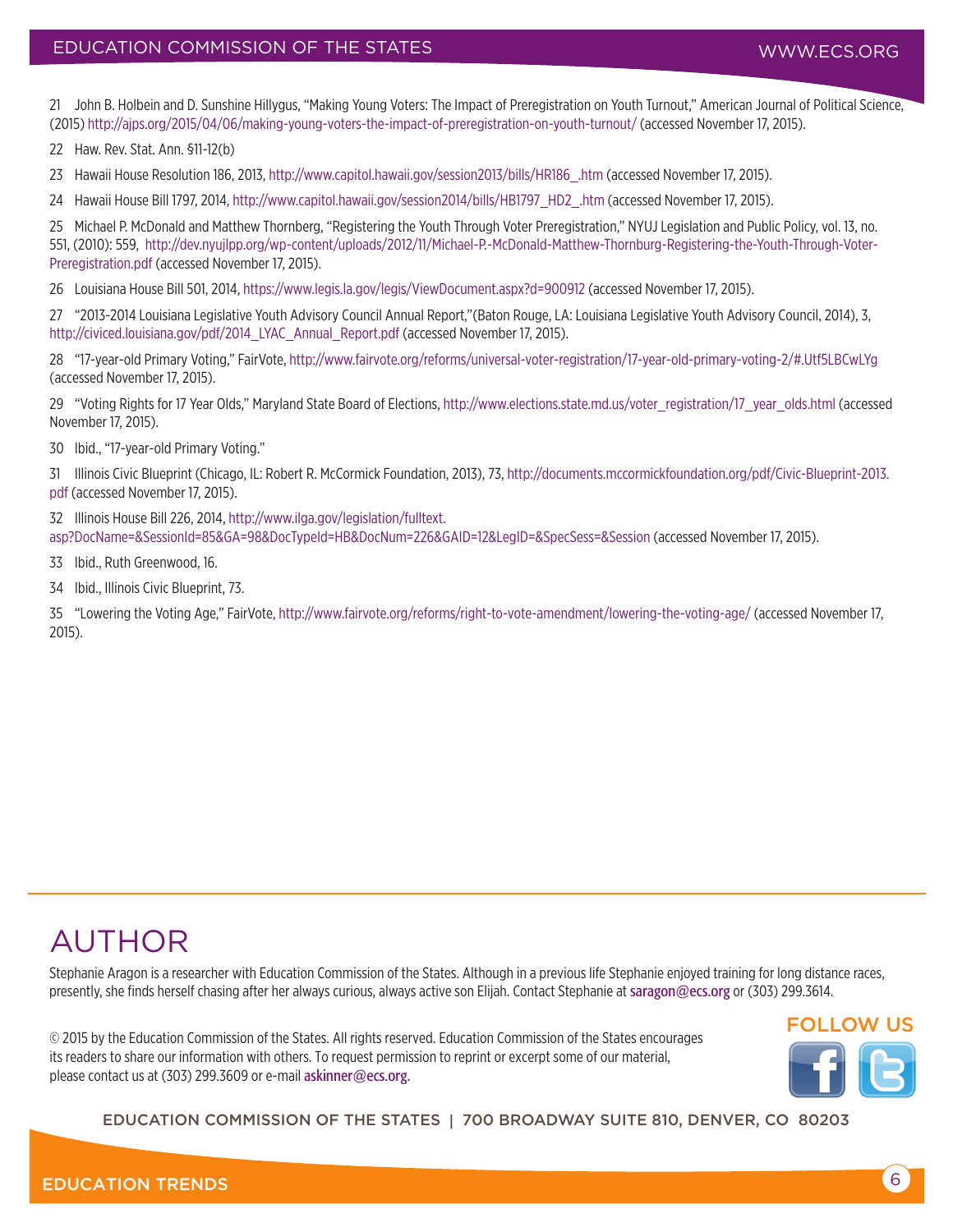21 John B. Holbein and D. Sunshine Hillygus, "Making Young Voters: The Impact of Preregistration on Youth Turnout," American Journal of Political Science, (2015) http://ajps.org/2015/04/06/making-young-voters-the-impact-of-preregistration-on-youth-turnout/ (accessed November 17, 2015).

22 Haw. Rev. Stat. Ann. §11-12(b)

23 Hawaii House Resolution 186, 2013, http://www.capitol.hawaii.gov/session2013/bills/HR186_.htm (accessed November 17, 2015).

24 Hawaii House Bill 1797, 2014, http://www.capitol.hawaii.gov/session2014/bills/HB1797_HD2_.htm (accessed November 17, 2015).

25 Michael P. McDonald and Matthew Thornberg, "Registering the Youth Through Voter Preregistration," NYUJ Legislation and Public Policy, vol. 13, no. 551, (2010): 559, http://dev.nyujlpp.org/wp-content/uploads/2012/11/Michael-P.-McDonald-Matthew-Thornburg-Registering-the-Youth-Through-Voter-Preregistration.pdf (accessed November 17, 2015).

26 Louisiana House Bill 501, 2014, https://www.legis.la.gov/legis/ViewDocument.aspx?d=900912 (accessed November 17, 2015).

27 "2013-2014 Louisiana Legislative Youth Advisory Council Annual Report,"(Baton Rouge, LA: Louisiana Legislative Youth Advisory Council, 2014), 3, http://civiced.louisiana.gov/pdf/2014_LYAC_Annual_Report.pdf (accessed November 17, 2015).

28 "17-year-old Primary Voting," FairVote, http://www.fairvote.org/reforms/universal-voter-registration/17-year-old-primary-voting-2/#.Utf5LBCwLYg (accessed November 17, 2015).

29 "Voting Rights for 17 Year Olds," Maryland State Board of Elections, http://www.elections.state.md.us/voter_registration/17_year_olds.html (accessed November 17, 2015).

30 Ibid., "17-year-old Primary Voting."

31 Illinois Civic Blueprint (Chicago, IL: Robert R. McCormick Foundation, 2013), 73, http://documents.mccormickfoundation.org/pdf/Civic-Blueprint-2013.pdf (accessed November 17, 2015).

32 Illinois House Bill 226, 2014, http://www.ilga.gov/legislation/fulltext.asp?DocName=&SessionId=85&GA=98&DocTypeId=HB&DocNum=226&GAID=12&LegID=&SpecSess=&Session (accessed November 17, 2015).

33 Ibid., Ruth Greenwood, 16.

34 Ibid., Illinois Civic Blueprint, 73.

35 "Lowering the Voting Age," FairVote, http://www.fairvote.org/reforms/right-to-vote-amendment/lowering-the-voting-age/ (accessed November 17, 2015).

# AUTHOR

Stephanie Aragon is a researcher with Education Commission of the States. Although in a previous life Stephanie enjoyed training for long distance races, presently, she finds herself chasing after her always curious, always active son Elijah. Contact Stephanie at saragon@ecs.org or (303) 299.3614.

© 2015 by the Education Commission of the States. All rights reserved. Education Commission of the States encourages its readers to share our information with others. To request permission to reprint or excerpt some of our material, please contact us at (303) 299.3609 or e-mail askinner@ecs.org.

FOLLOW US

EDUCATION COMMISSION OF THE STATES | 700 BROADWAY SUITE 810, DENVER, CO 80203